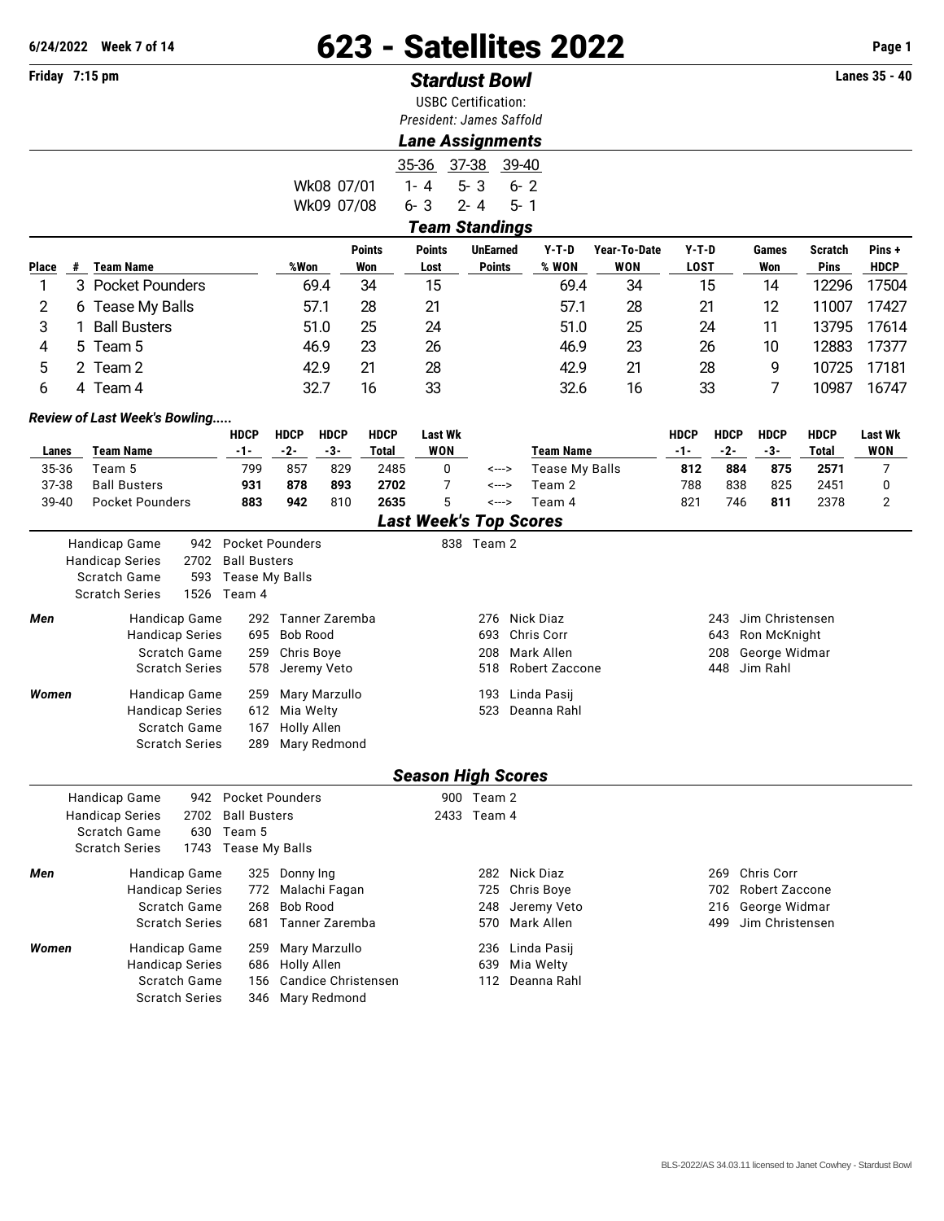6/24/2022 Week 7 of 14

# 623 - Satellites 2022

Friday 7:15 pm

## *Stardust Bowl*

Lanes 35 - 40

USBC Certification:

*President: James Saffold*

### *Lane Assignments*

| | 35-36 | 37-38 | 39-40 |
|---|---|---|---|
| Wk08 07/01 | 1- 4 | 5- 3 | 6- 2 |
| Wk09 07/08 | 6- 3 | 2- 4 | 5- 1 |

### *Team Standings*

| Place | # | Team Name | %Won | Points Won | Points Lost | UnEarned Points | Y-T-D % WON | Year-To-Date WON | Y-T-D LOST | Games Won | Scratch Pins | Pins + HDCP |
|---|---|---|---|---|---|---|---|---|---|---|---|---|
| 1 | 3 | Pocket Pounders | 69.4 | 34 | 15 | | 69.4 | 34 | 15 | 14 | 12296 | 17504 |
| 2 | 6 | Tease My Balls | 57.1 | 28 | 21 | | 57.1 | 28 | 21 | 12 | 11007 | 17427 |
| 3 | 1 | Ball Busters | 51.0 | 25 | 24 | | 51.0 | 25 | 24 | 11 | 13795 | 17614 |
| 4 | 5 | Team 5 | 46.9 | 23 | 26 | | 46.9 | 23 | 26 | 10 | 12883 | 17377 |
| 5 | 2 | Team 2 | 42.9 | 21 | 28 | | 42.9 | 21 | 28 | 9 | 10725 | 17181 |
| 6 | 4 | Team 4 | 32.7 | 16 | 33 | | 32.6 | 16 | 33 | 7 | 10987 | 16747 |

*Review of Last Week's Bowling.....*

| Lanes | Team Name | HDCP -1- | HDCP -2- | HDCP -3- | HDCP Total | Last Wk WON | | Team Name | HDCP -1- | HDCP -2- | HDCP -3- | HDCP Total | Last Wk WON |
|---|---|---|---|---|---|---|---|---|---|---|---|---|---|
| 35-36 | Team 5 | 799 | 857 | 829 | 2485 | 0 | <---> | Tease My Balls | **812** | **884** | **875** | **2571** | 7 |
| 37-38 | Ball Busters | **931** | **878** | **893** | **2702** | 7 | <---> | Team 2 | 788 | 838 | 825 | 2451 | 0 |
| 39-40 | Pocket Pounders | **883** | **942** | 810 | **2635** | 5 | <---> | Team 4 | 821 | 746 | **811** | 2378 | 2 |

### *Last Week's Top Scores*

| | | | | | | |
|---|---|---|---|---|---|---|
| Handicap Game | 942 | Pocket Pounders | 838 | Team 2 | | |
| Handicap Series | 2702 | Ball Busters | | | | |
| Scratch Game | 593 | Tease My Balls | | | | |
| Scratch Series | 1526 | Team 4 | | | | |

| | | | | | | | |
|---|---|---|---|---|---|---|---|
| ***Men*** | Handicap Game | 292 Tanner Zaremba | 276 Nick Diaz | 243 Jim Christensen |
| | Handicap Series | 695 Bob Rood | 693 Chris Corr | 643 Ron McKnight |
| | Scratch Game | 259 Chris Boye | 208 Mark Allen | 208 George Widmar |
| | Scratch Series | 578 Jeremy Veto | 518 Robert Zaccone | 448 Jim Rahl |
| ***Women*** | Handicap Game | 259 Mary Marzullo | 193 Linda Pasij | |
| | Handicap Series | 612 Mia Welty | 523 Deanna Rahl | |
| | Scratch Game | 167 Holly Allen | | |
| | Scratch Series | 289 Mary Redmond | | |

### *Season High Scores*

| | | | | |
|---|---|---|---|---|
| Handicap Game | 942 | Pocket Pounders | 900 | Team 2 |
| Handicap Series | 2702 | Ball Busters | 2433 | Team 4 |
| Scratch Game | 630 | Team 5 | | |
| Scratch Series | 1743 | Tease My Balls | | |

| | | | | |
|---|---|---|---|---|
| ***Men*** | Handicap Game | 325 Donny Ing | 282 Nick Diaz | 269 Chris Corr |
| | Handicap Series | 772 Malachi Fagan | 725 Chris Boye | 702 Robert Zaccone |
| | Scratch Game | 268 Bob Rood | 248 Jeremy Veto | 216 George Widmar |
| | Scratch Series | 681 Tanner Zaremba | 570 Mark Allen | 499 Jim Christensen |
| ***Women*** | Handicap Game | 259 Mary Marzullo | 236 Linda Pasij | |
| | Handicap Series | 686 Holly Allen | 639 Mia Welty | |
| | Scratch Game | 156 Candice Christensen | 112 Deanna Rahl | |
| | Scratch Series | 346 Mary Redmond | | |

BLS-2022/AS 34.03.11 licensed to Janet Cowhey - Stardust Bowl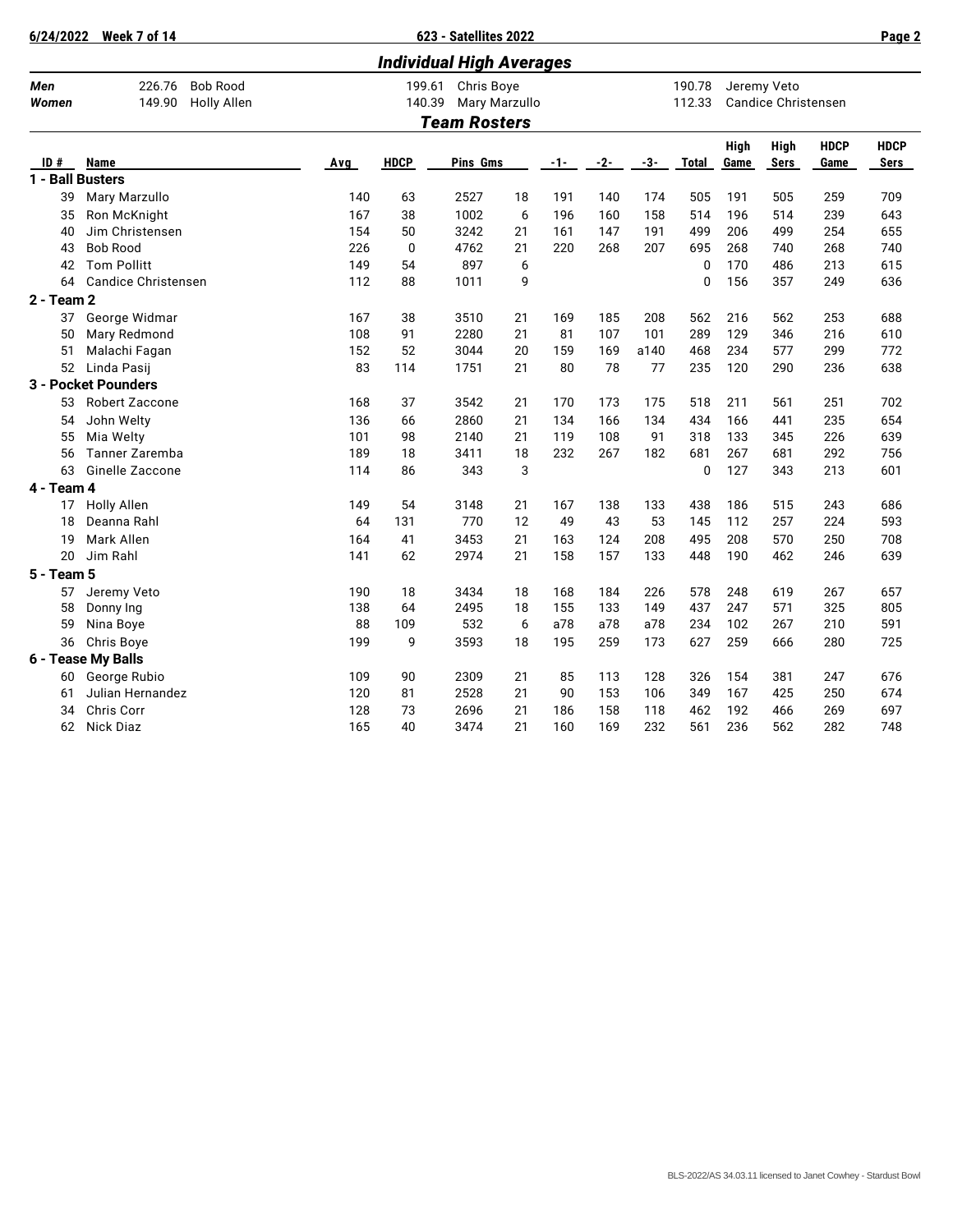## Individual High Averages

| | | | | | | |
|---|---|---|---|---|---|---|
| **Men** | 226.76 Bob Rood | | 199.61 Chris Boye | | 190.78 Jeremy Veto | |
| **Women** | 149.90 Holly Allen | | 140.39 Mary Marzullo | | 112.33 Candice Christensen | |

## Team Rosters

| ID # | Name | Avg | HDCP | Pins | Gms | -1- | -2- | -3- | Total | High Game | High Sers | HDCP Game | HDCP Sers |
|---|---|---|---|---|---|---|---|---|---|---|---|---|---|
| **1 - Ball Busters** | | | | | | | | | | | | | |
| 39 | Mary Marzullo | 140 | 63 | 2527 | 18 | 191 | 140 | 174 | 505 | 191 | 505 | 259 | 709 |
| 35 | Ron McKnight | 167 | 38 | 1002 | 6 | 196 | 160 | 158 | 514 | 196 | 514 | 239 | 643 |
| 40 | Jim Christensen | 154 | 50 | 3242 | 21 | 161 | 147 | 191 | 499 | 206 | 499 | 254 | 655 |
| 43 | Bob Rood | 226 | 0 | 4762 | 21 | 220 | 268 | 207 | 695 | 268 | 740 | 268 | 740 |
| 42 | Tom Pollitt | 149 | 54 | 897 | 6 | | | | 0 | 170 | 486 | 213 | 615 |
| 64 | Candice Christensen | 112 | 88 | 1011 | 9 | | | | 0 | 156 | 357 | 249 | 636 |
| **2 - Team 2** | | | | | | | | | | | | | |
| 37 | George Widmar | 167 | 38 | 3510 | 21 | 169 | 185 | 208 | 562 | 216 | 562 | 253 | 688 |
| 50 | Mary Redmond | 108 | 91 | 2280 | 21 | 81 | 107 | 101 | 289 | 129 | 346 | 216 | 610 |
| 51 | Malachi Fagan | 152 | 52 | 3044 | 20 | 159 | 169 | a140 | 468 | 234 | 577 | 299 | 772 |
| 52 | Linda Pasij | 83 | 114 | 1751 | 21 | 80 | 78 | 77 | 235 | 120 | 290 | 236 | 638 |
| **3 - Pocket Pounders** | | | | | | | | | | | | | |
| 53 | Robert Zaccone | 168 | 37 | 3542 | 21 | 170 | 173 | 175 | 518 | 211 | 561 | 251 | 702 |
| 54 | John Welty | 136 | 66 | 2860 | 21 | 134 | 166 | 134 | 434 | 166 | 441 | 235 | 654 |
| 55 | Mia Welty | 101 | 98 | 2140 | 21 | 119 | 108 | 91 | 318 | 133 | 345 | 226 | 639 |
| 56 | Tanner Zaremba | 189 | 18 | 3411 | 18 | 232 | 267 | 182 | 681 | 267 | 681 | 292 | 756 |
| 63 | Ginelle Zaccone | 114 | 86 | 343 | 3 | | | | 0 | 127 | 343 | 213 | 601 |
| **4 - Team 4** | | | | | | | | | | | | | |
| 17 | Holly Allen | 149 | 54 | 3148 | 21 | 167 | 138 | 133 | 438 | 186 | 515 | 243 | 686 |
| 18 | Deanna Rahl | 64 | 131 | 770 | 12 | 49 | 43 | 53 | 145 | 112 | 257 | 224 | 593 |
| 19 | Mark Allen | 164 | 41 | 3453 | 21 | 163 | 124 | 208 | 495 | 208 | 570 | 250 | 708 |
| 20 | Jim Rahl | 141 | 62 | 2974 | 21 | 158 | 157 | 133 | 448 | 190 | 462 | 246 | 639 |
| **5 - Team 5** | | | | | | | | | | | | | |
| 57 | Jeremy Veto | 190 | 18 | 3434 | 18 | 168 | 184 | 226 | 578 | 248 | 619 | 267 | 657 |
| 58 | Donny Ing | 138 | 64 | 2495 | 18 | 155 | 133 | 149 | 437 | 247 | 571 | 325 | 805 |
| 59 | Nina Boye | 88 | 109 | 532 | 6 | a78 | a78 | a78 | 234 | 102 | 267 | 210 | 591 |
| 36 | Chris Boye | 199 | 9 | 3593 | 18 | 195 | 259 | 173 | 627 | 259 | 666 | 280 | 725 |
| **6 - Tease My Balls** | | | | | | | | | | | | | |
| 60 | George Rubio | 109 | 90 | 2309 | 21 | 85 | 113 | 128 | 326 | 154 | 381 | 247 | 676 |
| 61 | Julian Hernandez | 120 | 81 | 2528 | 21 | 90 | 153 | 106 | 349 | 167 | 425 | 250 | 674 |
| 34 | Chris Corr | 128 | 73 | 2696 | 21 | 186 | 158 | 118 | 462 | 192 | 466 | 269 | 697 |
| 62 | Nick Diaz | 165 | 40 | 3474 | 21 | 160 | 169 | 232 | 561 | 236 | 562 | 282 | 748 |